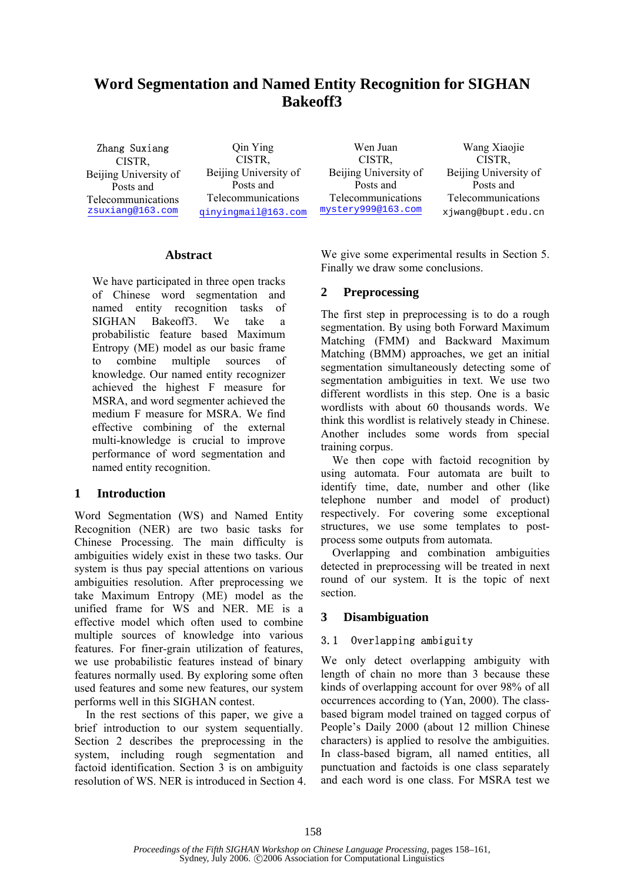# Word Segmentation and Named Entity Recognition for SIGHAN Bakeoff3

Zhang Suxiang
CISTR,
Beijing University of Posts and Telecommunications
zsuxiang@163.com

Qin Ying
CISTR,
Beijing University of Posts and Telecommunications
qinyingmail@163.com

Wen Juan
CISTR,
Beijing University of Posts and Telecommunications
mystery999@163.com

Wang Xiaojie
CISTR,
Beijing University of Posts and Telecommunications
xjwang@bupt.edu.cn

## Abstract

We have participated in three open tracks of Chinese word segmentation and named entity recognition tasks of SIGHAN Bakeoff3. We take a probabilistic feature based Maximum Entropy (ME) model as our basic frame to combine multiple sources of knowledge. Our named entity recognizer achieved the highest F measure for MSRA, and word segmenter achieved the medium F measure for MSRA. We find effective combining of the external multi-knowledge is crucial to improve performance of word segmentation and named entity recognition.

## 1 Introduction

Word Segmentation (WS) and Named Entity Recognition (NER) are two basic tasks for Chinese Processing. The main difficulty is ambiguities widely exist in these two tasks. Our system is thus pay special attentions on various ambiguities resolution. After preprocessing we take Maximum Entropy (ME) model as the unified frame for WS and NER. ME is a effective model which often used to combine multiple sources of knowledge into various features. For finer-grain utilization of features, we use probabilistic features instead of binary features normally used. By exploring some often used features and some new features, our system performs well in this SIGHAN contest.

In the rest sections of this paper, we give a brief introduction to our system sequentially. Section 2 describes the preprocessing in the system, including rough segmentation and factoid identification. Section 3 is on ambiguity resolution of WS. NER is introduced in Section 4. We give some experimental results in Section 5. Finally we draw some conclusions.

## 2 Preprocessing

The first step in preprocessing is to do a rough segmentation. By using both Forward Maximum Matching (FMM) and Backward Maximum Matching (BMM) approaches, we get an initial segmentation simultaneously detecting some of segmentation ambiguities in text. We use two different wordlists in this step. One is a basic wordlists with about 60 thousands words. We think this wordlist is relatively steady in Chinese. Another includes some words from special training corpus.

We then cope with factoid recognition by using automata. Four automata are built to identify time, date, number and other (like telephone number and model of product) respectively. For covering some exceptional structures, we use some templates to post-process some outputs from automata.

Overlapping and combination ambiguities detected in preprocessing will be treated in next round of our system. It is the topic of next section.

## 3 Disambiguation

### 3.1 Overlapping ambiguity

We only detect overlapping ambiguity with length of chain no more than 3 because these kinds of overlapping account for over 98% of all occurrences according to (Yan, 2000). The class-based bigram model trained on tagged corpus of People's Daily 2000 (about 12 million Chinese characters) is applied to resolve the ambiguities. In class-based bigram, all named entities, all punctuation and factoids is one class separately and each word is one class. For MSRA test we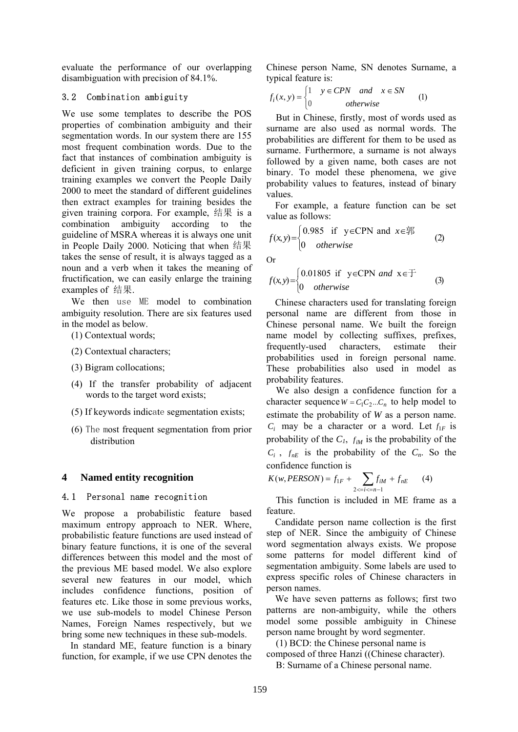evaluate the performance of our overlapping disambiguation with precision of 84.1%.

### 3.2 Combination ambiguity

We use some templates to describe the POS properties of combination ambiguity and their segmentation words. In our system there are 155 most frequent combination words. Due to the fact that instances of combination ambiguity is deficient in given training corpus, to enlarge training examples we convert the People Daily 2000 to meet the standard of different guidelines then extract examples for training besides the given training corpora. For example, 结果 is a combination ambiguity according to the guideline of MSRA whereas it is always one unit in People Daily 2000. Noticing that when 结果 takes the sense of result, it is always tagged as a noun and a verb when it takes the meaning of fructification, we can easily enlarge the training examples of 结果.

We then use ME model to combination ambiguity resolution. There are six features used in the model as below.

(1) Contextual words;

(2) Contextual characters;

(3) Bigram collocations;

(4) If the transfer probability of adjacent words to the target word exists;

(5) If keywords indicate segmentation exists;

(6) The most frequent segmentation from prior distribution

## 4 Named entity recognition

### 4.1 Personal name recognition

We propose a probabilistic feature based maximum entropy approach to NER. Where, probabilistic feature functions are used instead of binary feature functions, it is one of the several differences between this model and the most of the previous ME based model. We also explore several new features in our model, which includes confidence functions, position of features etc. Like those in some previous works, we use sub-models to model Chinese Person Names, Foreign Names respectively, but we bring some new techniques in these sub-models.

In standard ME, feature function is a binary function, for example, if we use CPN denotes the Chinese person Name, SN denotes Surname, a typical feature is:

$$f_i(x, y) = \begin{cases} 1 & y \in CPN \quad and \quad x \in SN \\ 0 & otherwise \end{cases} \qquad (1)$$

But in Chinese, firstly, most of words used as surname are also used as normal words. The probabilities are different for them to be used as surname. Furthermore, a surname is not always followed by a given name, both cases are not binary. To model these phenomena, we give probability values to features, instead of binary values.

For example, a feature function can be set value as follows:

$$f(x,y) = \begin{cases} 0.985 & \text{if } \ y \in \text{CPN and } x \in \text{郭} \\ 0 & otherwise \end{cases} \qquad (2)$$

Or

$$f(x,y) = \begin{cases} 0.01805 & \text{if } \ y \in \text{CPN } and \text{ x} \in \text{于} \\ 0 & otherwise \end{cases} \qquad (3)$$

Chinese characters used for translating foreign personal name are different from those in Chinese personal name. We built the foreign name model by collecting suffixes, prefixes, frequently-used characters, estimate their probabilities used in foreign personal name. These probabilities also used in model as probability features.

We also design a confidence function for a character sequence $W = C_1C_2...C_n$ to help model to estimate the probability of $W$ as a person name. $C_i$ may be a character or a word. Let $f_{1F}$ is probability of the $C_1$, $f_{iM}$ is the probability of the $C_i$, $f_{nE}$ is the probability of the $C_n$. So the confidence function is

$$K(w, PERSON) = f_{1F} + \sum_{2<=i<=n-1} f_{iM} + f_{nE} \qquad (4)$$

This function is included in ME frame as a feature.

Candidate person name collection is the first step of NER. Since the ambiguity of Chinese word segmentation always exists. We propose some patterns for model different kind of segmentation ambiguity. Some labels are used to express specific roles of Chinese characters in person names.

We have seven patterns as follows; first two patterns are non-ambiguity, while the others model some possible ambiguity in Chinese person name brought by word segmenter.

(1) BCD: the Chinese personal name is composed of three Hanzi ((Chinese character).

B: Surname of a Chinese personal name.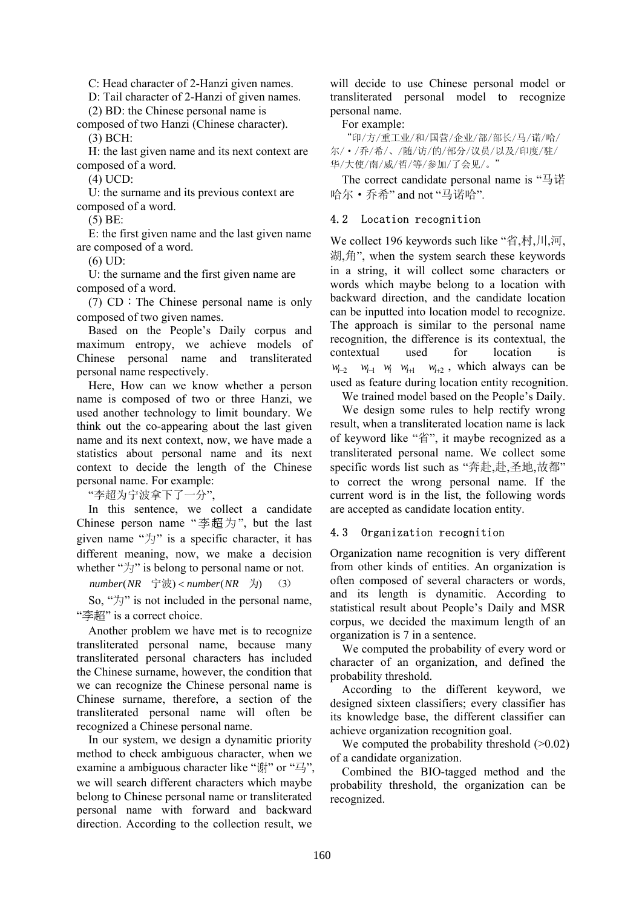C: Head character of 2-Hanzi given names.

D: Tail character of 2-Hanzi of given names.

(2) BD: the Chinese personal name is composed of two Hanzi (Chinese character).

(3) BCH:

H: the last given name and its next context are composed of a word.

(4) UCD:

U: the surname and its previous context are composed of a word.

(5) BE:

E: the first given name and the last given name are composed of a word.

(6) UD:

U: the surname and the first given name are composed of a word.

(7) CD：The Chinese personal name is only composed of two given names.

Based on the People's Daily corpus and maximum entropy, we achieve models of Chinese personal name and transliterated personal name respectively.

Here, How can we know whether a person name is composed of two or three Hanzi, we used another technology to limit boundary. We think out the co-appearing about the last given name and its next context, now, we have made a statistics about personal name and its next context to decide the length of the Chinese personal name. For example:

"李超为宁波拿下了一分",

In this sentence, we collect a candidate Chinese person name "李超为", but the last given name "为" is a specific character, it has different meaning, now, we make a decision whether "为" is belong to personal name or not.

$$number(NR \quad 宁波) < number(NR \quad 为) \qquad (3)$$

So, "为" is not included in the personal name, "李超" is a correct choice.

Another problem we have met is to recognize transliterated personal name, because many transliterated personal characters has included the Chinese surname, however, the condition that we can recognize the Chinese personal name is Chinese surname, therefore, a section of the transliterated personal name will often be recognized a Chinese personal name.

In our system, we design a dynamitic priority method to check ambiguous character, when we examine a ambiguous character like "谢" or "马", we will search different characters which maybe belong to Chinese personal name or transliterated personal name with forward and backward direction. According to the collection result, we will decide to use Chinese personal model or transliterated personal model to recognize personal name.

For example:

"印/方/重工业/和/国营/企业/部/部长/马/诺/哈/尔/・/乔/希/、/随/访/的/部分/议员/以及/印度/驻/华/大使/南/威/哲/等/参加/了会见/。"

The correct candidate personal name is "马诺哈尔・乔希" and not "马诺哈".

## 4.2 Location recognition

We collect 196 keywords such like "省,村,川,河,湖,角", when the system search these keywords in a string, it will collect some characters or words which maybe belong to a location with backward direction, and the candidate location can be inputted into location model to recognize. The approach is similar to the personal name recognition, the difference is its contextual, the contextual used for location is $w_{i-2} \quad w_{i-1} \quad w_i \quad w_{i+1} \quad w_{i+2}$, which always can be used as feature during location entity recognition.

We trained model based on the People's Daily.

We design some rules to help rectify wrong result, when a transliterated location name is lack of keyword like "省", it maybe recognized as a transliterated personal name. We collect some specific words list such as "奔赴,赴,圣地,故都" to correct the wrong personal name. If the current word is in the list, the following words are accepted as candidate location entity.

## 4.3 Organization recognition

Organization name recognition is very different from other kinds of entities. An organization is often composed of several characters or words, and its length is dynamitic. According to statistical result about People's Daily and MSR corpus, we decided the maximum length of an organization is 7 in a sentence.

We computed the probability of every word or character of an organization, and defined the probability threshold.

According to the different keyword, we designed sixteen classifiers; every classifier has its knowledge base, the different classifier can achieve organization recognition goal.

We computed the probability threshold (>0.02) of a candidate organization.

Combined the BIO-tagged method and the probability threshold, the organization can be recognized.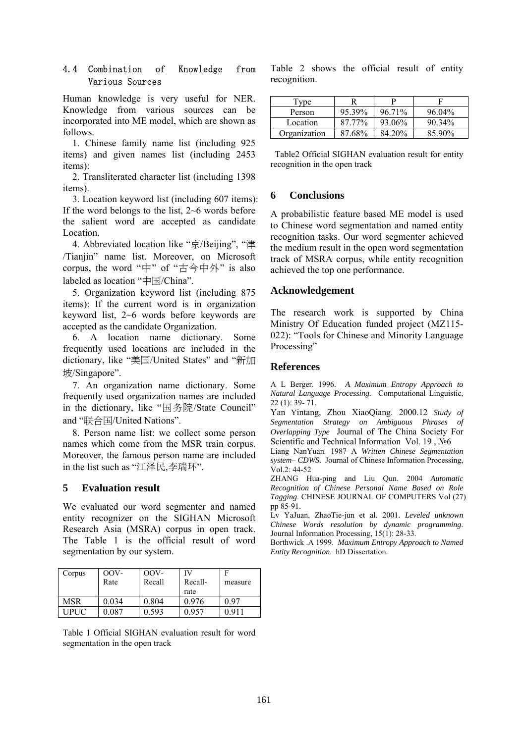### 4.4 Combination of Knowledge from Various Sources

Human knowledge is very useful for NER. Knowledge from various sources can be incorporated into ME model, which are shown as follows.

1. Chinese family name list (including 925 items) and given names list (including 2453 items):
2. Transliterated character list (including 1398 items).
3. Location keyword list (including 607 items): If the word belongs to the list, 2~6 words before the salient word are accepted as candidate Location.
4. Abbreviated location like "京/Beijing", "津/Tianjin" name list. Moreover, on Microsoft corpus, the word "中" of "古今中外" is also labeled as location "中国/China".
5. Organization keyword list (including 875 items): If the current word is in organization keyword list, 2~6 words before keywords are accepted as the candidate Organization.
6. A location name dictionary. Some frequently used locations are included in the dictionary, like "美国/United States" and "新加坡/Singapore".
7. An organization name dictionary. Some frequently used organization names are included in the dictionary, like "国务院/State Council" and "联合国/United Nations".
8. Person name list: we collect some person names which come from the MSR train corpus. Moreover, the famous person name are included in the list such as "江泽民,李瑞环".

## 5 Evaluation result

We evaluated our word segmenter and named entity recognizer on the SIGHAN Microsoft Research Asia (MSRA) corpus in open track. The Table 1 is the official result of word segmentation by our system.

| Corpus | OOV-Rate | OOV-Recall | IV Recall-rate | F measure |
|---|---|---|---|---|
| MSR | 0.034 | 0.804 | 0.976 | 0.97 |
| UPUC | 0.087 | 0.593 | 0.957 | 0.911 |

Table 1 Official SIGHAN evaluation result for word segmentation in the open track

Table 2 shows the official result of entity recognition.

| Type | R | P | F |
|---|---|---|---|
| Person | 95.39% | 96.71% | 96.04% |
| Location | 87.77% | 93.06% | 90.34% |
| Organization | 87.68% | 84.20% | 85.90% |

Table2 Official SIGHAN evaluation result for entity recognition in the open track

## 6 Conclusions

A probabilistic feature based ME model is used to Chinese word segmentation and named entity recognition tasks. Our word segmenter achieved the medium result in the open word segmentation track of MSRA corpus, while entity recognition achieved the top one performance.

## Acknowledgement

The research work is supported by China Ministry Of Education funded project (MZ115-022): "Tools for Chinese and Minority Language Processing"

## References

A L Berger. 1996. *A Maximum Entropy Approach to Natural Language Processing.* Computational Linguistic, 22 (1): 39- 71.

Yan Yintang, Zhou XiaoQiang. 2000.12 *Study of Segmentation Strategy on Ambiguous Phrases of Overlapping Type* Journal of The China Society For Scientific and Technical Information Vol. 19 , №6

Liang NanYuan. 1987 A *Written Chinese Segmentation system– CDWS*. Journal of Chinese Information Processing, Vol.2: 44-52

ZHANG Hua-ping and Liu Qun. 2004 *Automatic Recognition of Chinese Personal Name Based on Role Tagging*. CHINESE JOURNAL OF COMPUTERS Vol (27) pp 85-91.

Lv YaJuan, ZhaoTie-jun et al. 2001. *Leveled unknown Chinese Words resolution by dynamic programming*. Journal Information Processing, 15(1): 28-33.

Borthwick .A 1999. *Maximum Entropy Approach to Named Entity Recognition*. hD Dissertation.